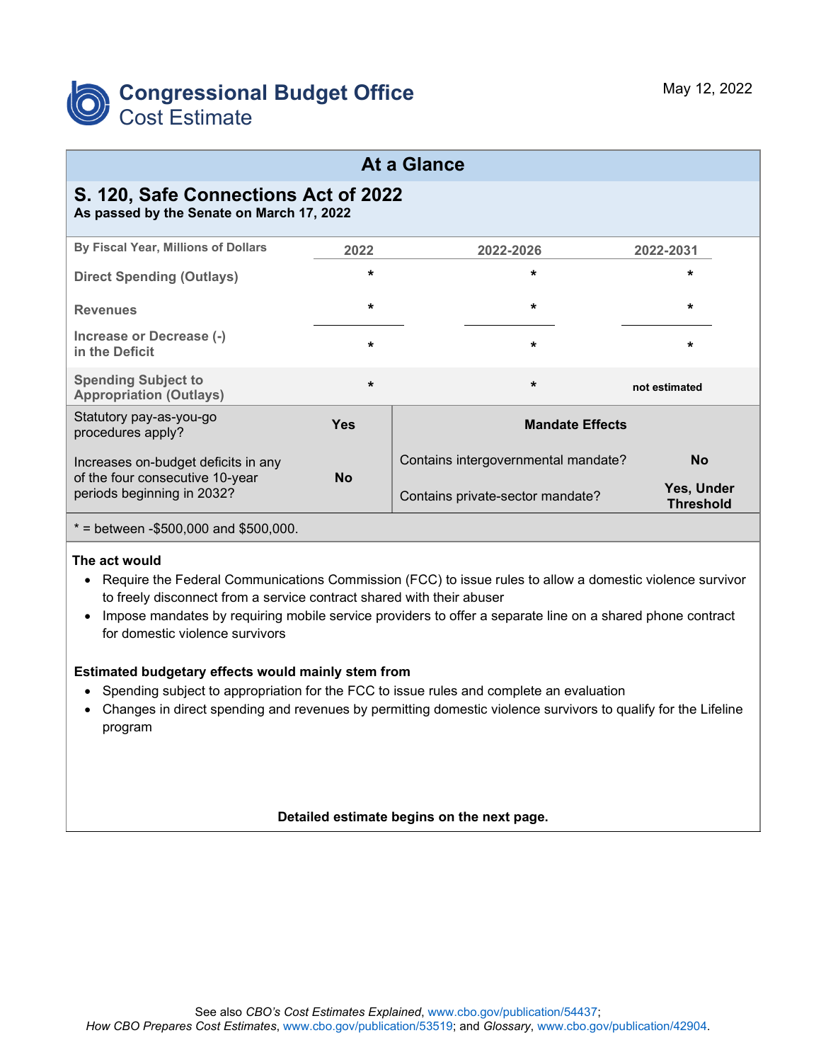# Congressional Budget Office
## Cost Estimate

May 12, 2022

## At a Glance

### S. 120, Safe Connections Act of 2022

**As passed by the Senate on March 17, 2022**

| By Fiscal Year, Millions of Dollars | 2022 | 2022-2026 | 2022-2031 |
|---|---|---|---|
| Direct Spending (Outlays) | * | * | * |
| Revenues | * | * | * |
| Increase or Decrease (-) in the Deficit | * | * | * |
| Spending Subject to Appropriation (Outlays) | * | * | not estimated |

| | | | |
|---|---|---|---|
| Statutory pay-as-you-go procedures apply? | Yes | **Mandate Effects** | |
| Increases on-budget deficits in any of the four consecutive 10-year periods beginning in 2032? | No | Contains intergovernmental mandate? | No |
| | | Contains private-sector mandate? | Yes, Under Threshold |

* = between -$500,000 and $500,000.

**The act would**

- Require the Federal Communications Commission (FCC) to issue rules to allow a domestic violence survivor to freely disconnect from a service contract shared with their abuser
- Impose mandates by requiring mobile service providers to offer a separate line on a shared phone contract for domestic violence survivors

**Estimated budgetary effects would mainly stem from**

- Spending subject to appropriation for the FCC to issue rules and complete an evaluation
- Changes in direct spending and revenues by permitting domestic violence survivors to qualify for the Lifeline program

**Detailed estimate begins on the next page.**

See also *CBO's Cost Estimates Explained*, www.cbo.gov/publication/54437;
*How CBO Prepares Cost Estimates*, www.cbo.gov/publication/53519; and *Glossary*, www.cbo.gov/publication/42904.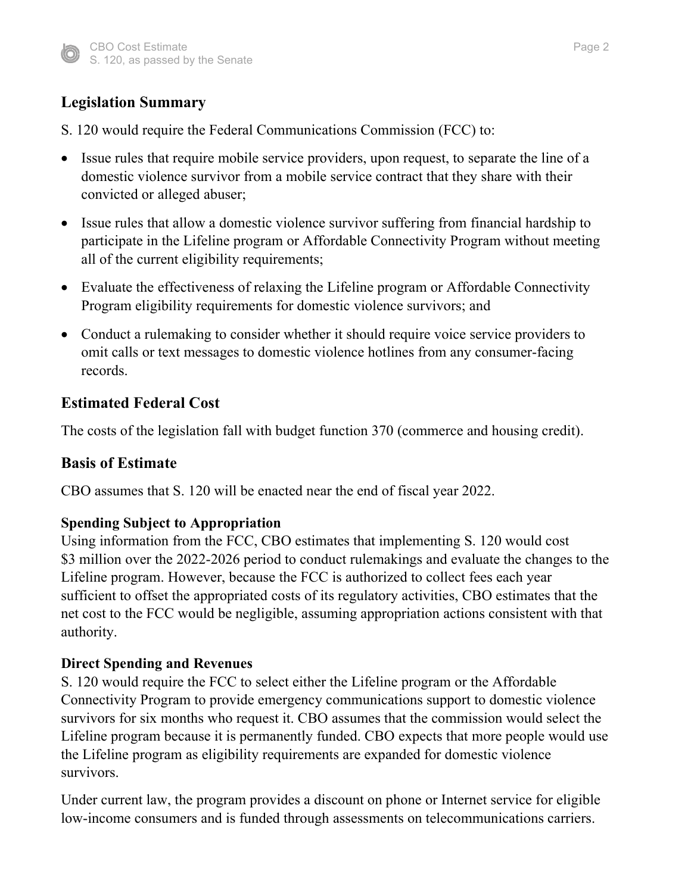## Legislation Summary

S. 120 would require the Federal Communications Commission (FCC) to:

- Issue rules that require mobile service providers, upon request, to separate the line of a domestic violence survivor from a mobile service contract that they share with their convicted or alleged abuser;
- Issue rules that allow a domestic violence survivor suffering from financial hardship to participate in the Lifeline program or Affordable Connectivity Program without meeting all of the current eligibility requirements;
- Evaluate the effectiveness of relaxing the Lifeline program or Affordable Connectivity Program eligibility requirements for domestic violence survivors; and
- Conduct a rulemaking to consider whether it should require voice service providers to omit calls or text messages to domestic violence hotlines from any consumer-facing records.

## Estimated Federal Cost

The costs of the legislation fall with budget function 370 (commerce and housing credit).

## Basis of Estimate

CBO assumes that S. 120 will be enacted near the end of fiscal year 2022.

### Spending Subject to Appropriation

Using information from the FCC, CBO estimates that implementing S. 120 would cost $3 million over the 2022-2026 period to conduct rulemakings and evaluate the changes to the Lifeline program. However, because the FCC is authorized to collect fees each year sufficient to offset the appropriated costs of its regulatory activities, CBO estimates that the net cost to the FCC would be negligible, assuming appropriation actions consistent with that authority.

### Direct Spending and Revenues

S. 120 would require the FCC to select either the Lifeline program or the Affordable Connectivity Program to provide emergency communications support to domestic violence survivors for six months who request it. CBO assumes that the commission would select the Lifeline program because it is permanently funded. CBO expects that more people would use the Lifeline program as eligibility requirements are expanded for domestic violence survivors.

Under current law, the program provides a discount on phone or Internet service for eligible low-income consumers and is funded through assessments on telecommunications carriers.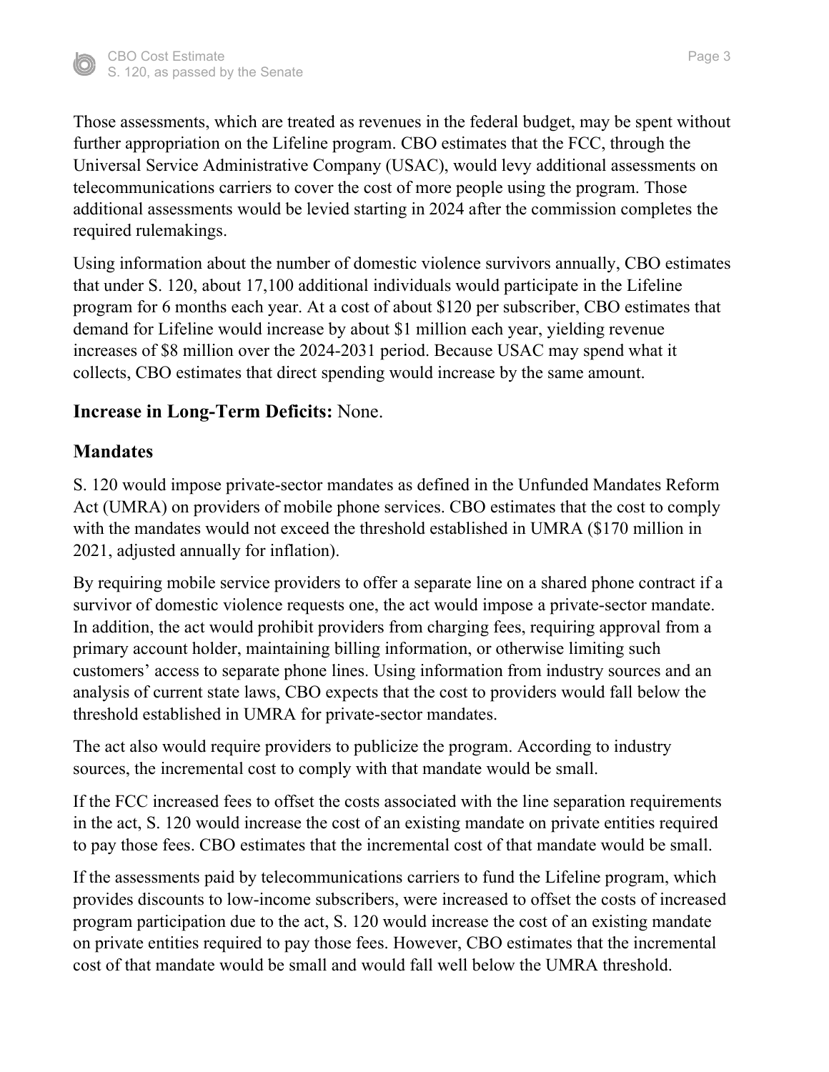Those assessments, which are treated as revenues in the federal budget, may be spent without further appropriation on the Lifeline program. CBO estimates that the FCC, through the Universal Service Administrative Company (USAC), would levy additional assessments on telecommunications carriers to cover the cost of more people using the program. Those additional assessments would be levied starting in 2024 after the commission completes the required rulemakings.

Using information about the number of domestic violence survivors annually, CBO estimates that under S. 120, about 17,100 additional individuals would participate in the Lifeline program for 6 months each year. At a cost of about $120 per subscriber, CBO estimates that demand for Lifeline would increase by about $1 million each year, yielding revenue increases of $8 million over the 2024-2031 period. Because USAC may spend what it collects, CBO estimates that direct spending would increase by the same amount.

## **Increase in Long-Term Deficits:** None.

## Mandates

S. 120 would impose private-sector mandates as defined in the Unfunded Mandates Reform Act (UMRA) on providers of mobile phone services. CBO estimates that the cost to comply with the mandates would not exceed the threshold established in UMRA ($170 million in 2021, adjusted annually for inflation).

By requiring mobile service providers to offer a separate line on a shared phone contract if a survivor of domestic violence requests one, the act would impose a private-sector mandate. In addition, the act would prohibit providers from charging fees, requiring approval from a primary account holder, maintaining billing information, or otherwise limiting such customers' access to separate phone lines. Using information from industry sources and an analysis of current state laws, CBO expects that the cost to providers would fall below the threshold established in UMRA for private-sector mandates.

The act also would require providers to publicize the program. According to industry sources, the incremental cost to comply with that mandate would be small.

If the FCC increased fees to offset the costs associated with the line separation requirements in the act, S. 120 would increase the cost of an existing mandate on private entities required to pay those fees. CBO estimates that the incremental cost of that mandate would be small.

If the assessments paid by telecommunications carriers to fund the Lifeline program, which provides discounts to low-income subscribers, were increased to offset the costs of increased program participation due to the act, S. 120 would increase the cost of an existing mandate on private entities required to pay those fees. However, CBO estimates that the incremental cost of that mandate would be small and would fall well below the UMRA threshold.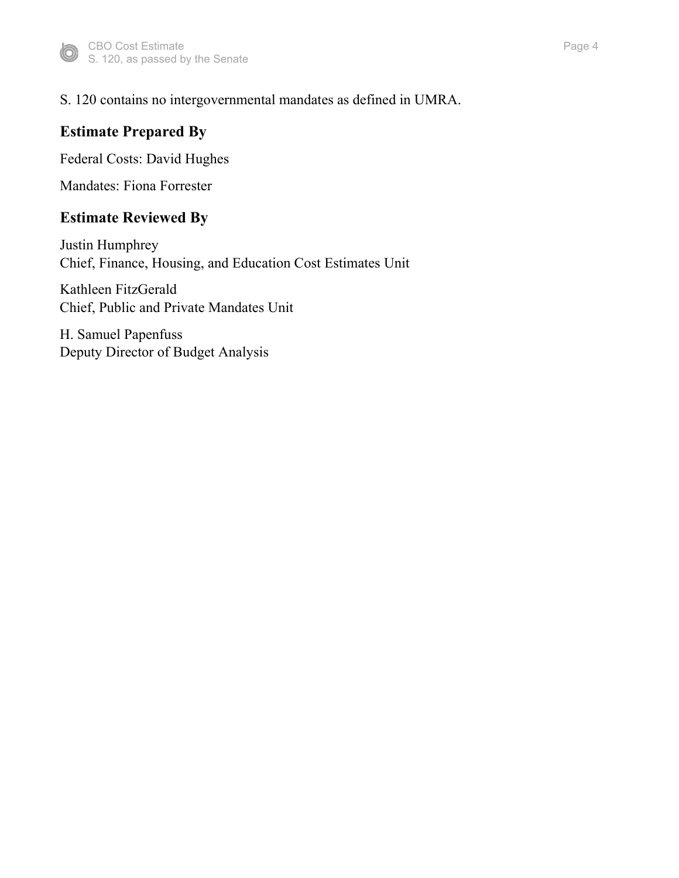S. 120 contains no intergovernmental mandates as defined in UMRA.

## Estimate Prepared By

Federal Costs: David Hughes

Mandates: Fiona Forrester

## Estimate Reviewed By

Justin Humphrey
Chief, Finance, Housing, and Education Cost Estimates Unit

Kathleen FitzGerald
Chief, Public and Private Mandates Unit

H. Samuel Papenfuss
Deputy Director of Budget Analysis